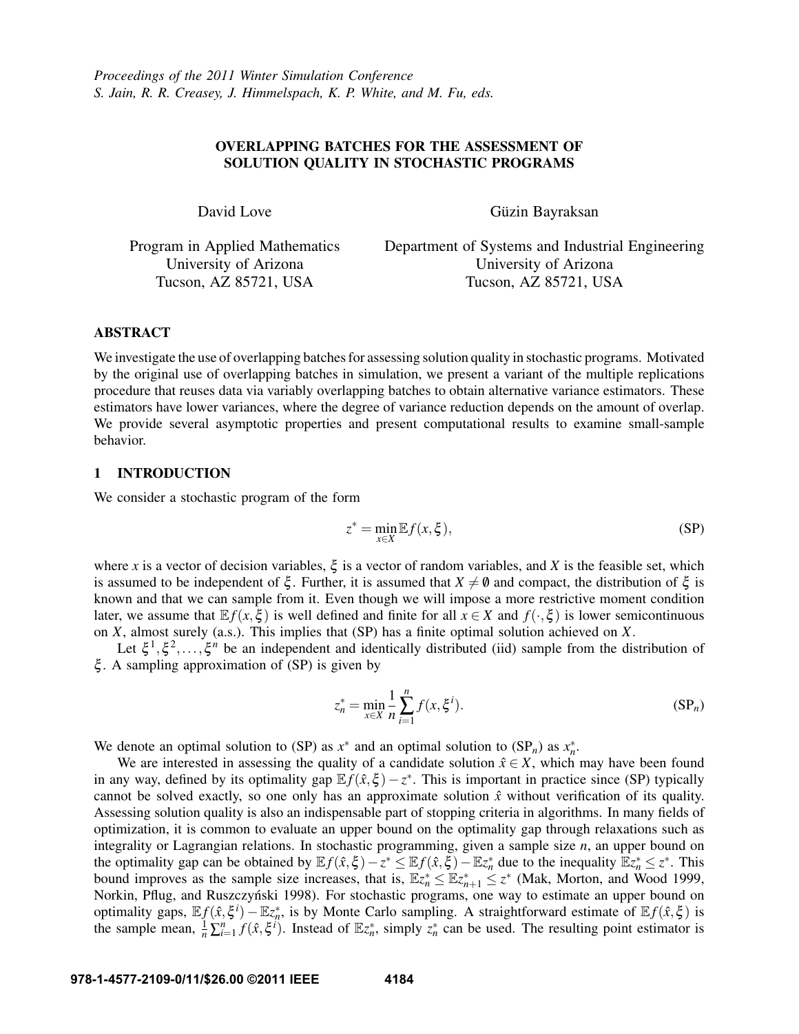Proceedings of the 2011 Winter Simulation Conference
S. Jain, R. R. Creasey, J. Himmelspach, K. P. White, and M. Fu, eds.

# OVERLAPPING BATCHES FOR THE ASSESSMENT OF SOLUTION QUALITY IN STOCHASTIC PROGRAMS

David Love
Program in Applied Mathematics
University of Arizona
Tucson, AZ 85721, USA

Güzin Bayraksan
Department of Systems and Industrial Engineering
University of Arizona
Tucson, AZ 85721, USA

## ABSTRACT

We investigate the use of overlapping batches for assessing solution quality in stochastic programs. Motivated by the original use of overlapping batches in simulation, we present a variant of the multiple replications procedure that reuses data via variably overlapping batches to obtain alternative variance estimators. These estimators have lower variances, where the degree of variance reduction depends on the amount of overlap. We provide several asymptotic properties and present computational results to examine small-sample behavior.

## 1 INTRODUCTION

We consider a stochastic program of the form

$$z^* = \min_{x \in X} \mathbb{E} f(x, \xi), \tag{SP}$$

where $x$ is a vector of decision variables, $\xi$ is a vector of random variables, and $X$ is the feasible set, which is assumed to be independent of $\xi$. Further, it is assumed that $X \neq \emptyset$ and compact, the distribution of $\xi$ is known and that we can sample from it. Even though we will impose a more restrictive moment condition later, we assume that $\mathbb{E} f(x, \xi)$ is well defined and finite for all $x \in X$ and $f(\cdot, \xi)$ is lower semicontinuous on $X$, almost surely (a.s.). This implies that (SP) has a finite optimal solution achieved on $X$.

Let $\xi^1, \xi^2, \ldots, \xi^n$ be an independent and identically distributed (iid) sample from the distribution of $\xi$. A sampling approximation of (SP) is given by

$$z_n^* = \min_{x \in X} \frac{1}{n} \sum_{i=1}^{n} f(x, \xi^i). \tag{SP$_n$}$$

We denote an optimal solution to (SP) as $x^*$ and an optimal solution to (SP$_n$) as $x_n^*$.

We are interested in assessing the quality of a candidate solution $\hat{x} \in X$, which may have been found in any way, defined by its optimality gap $\mathbb{E} f(\hat{x}, \xi) - z^*$. This is important in practice since (SP) typically cannot be solved exactly, so one only has an approximate solution $\hat{x}$ without verification of its quality. Assessing solution quality is also an indispensable part of stopping criteria in algorithms. In many fields of optimization, it is common to evaluate an upper bound on the optimality gap through relaxations such as integrality or Lagrangian relations. In stochastic programming, given a sample size $n$, an upper bound on the optimality gap can be obtained by $\mathbb{E} f(\hat{x}, \xi) - z^* \leq \mathbb{E} f(\hat{x}, \xi) - \mathbb{E} z_n^*$ due to the inequality $\mathbb{E} z_n^* \leq z^*$. This bound improves as the sample size increases, that is, $\mathbb{E} z_n^* \leq \mathbb{E} z_{n+1}^* \leq z^*$ (Mak, Morton, and Wood 1999, Norkin, Pflug, and Ruszczyński 1998). For stochastic programs, one way to estimate an upper bound on optimality gaps, $\mathbb{E} f(\hat{x}, \xi^i) - \mathbb{E} z_n^*$, is by Monte Carlo sampling. A straightforward estimate of $\mathbb{E} f(\hat{x}, \xi)$ is the sample mean, $\frac{1}{n} \sum_{i=1}^{n} f(\hat{x}, \xi^i)$. Instead of $\mathbb{E} z_n^*$, simply $z_n^*$ can be used. The resulting point estimator is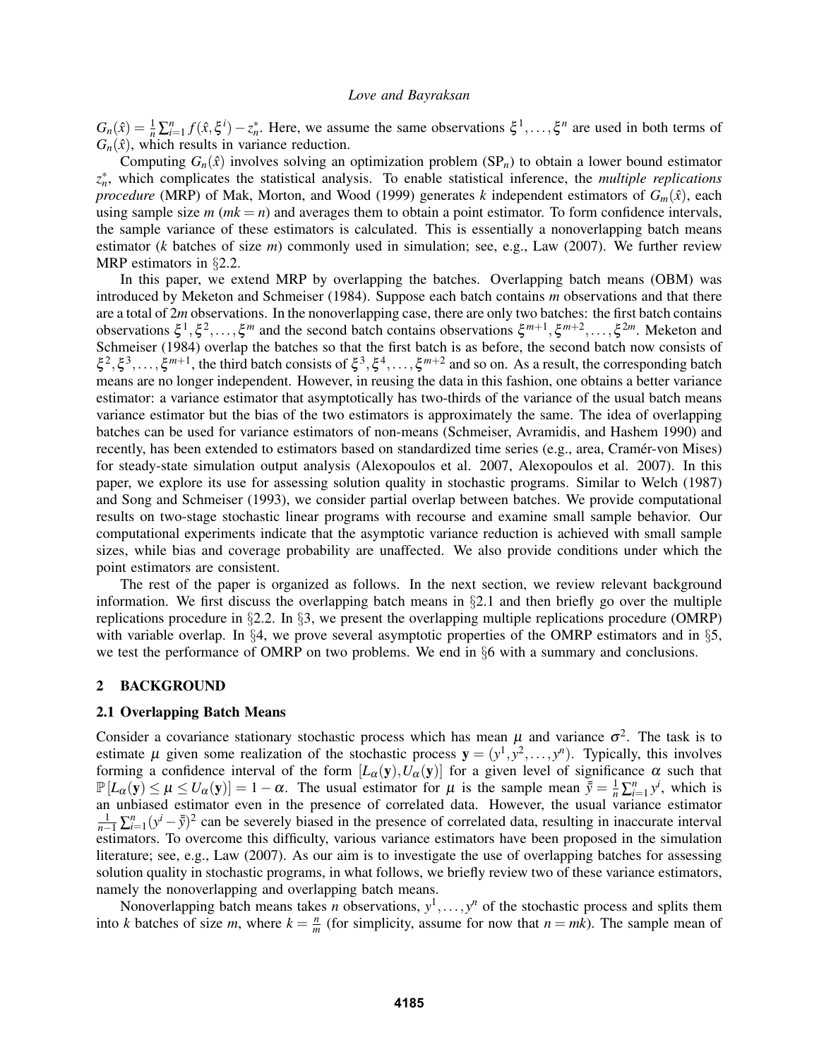$G_n(\hat{x}) = \frac{1}{n}\sum_{i=1}^{n} f(\hat{x}, \xi^i) - z_n^*$. Here, we assume the same observations $\xi^1, \ldots, \xi^n$ are used in both terms of $G_n(\hat{x})$, which results in variance reduction.

Computing $G_n(\hat{x})$ involves solving an optimization problem (SP$_n$) to obtain a lower bound estimator $z_n^*$, which complicates the statistical analysis. To enable statistical inference, the *multiple replications procedure* (MRP) of Mak, Morton, and Wood (1999) generates $k$ independent estimators of $G_m(\hat{x})$, each using sample size $m$ ($mk = n$) and averages them to obtain a point estimator. To form confidence intervals, the sample variance of these estimators is calculated. This is essentially a nonoverlapping batch means estimator ($k$ batches of size $m$) commonly used in simulation; see, e.g., Law (2007). We further review MRP estimators in §2.2.

In this paper, we extend MRP by overlapping the batches. Overlapping batch means (OBM) was introduced by Meketon and Schmeiser (1984). Suppose each batch contains $m$ observations and that there are a total of $2m$ observations. In the nonoverlapping case, there are only two batches: the first batch contains observations $\xi^1, \xi^2, \ldots, \xi^m$ and the second batch contains observations $\xi^{m+1}, \xi^{m+2}, \ldots, \xi^{2m}$. Meketon and Schmeiser (1984) overlap the batches so that the first batch is as before, the second batch now consists of $\xi^2, \xi^3, \ldots, \xi^{m+1}$, the third batch consists of $\xi^3, \xi^4, \ldots, \xi^{m+2}$ and so on. As a result, the corresponding batch means are no longer independent. However, in reusing the data in this fashion, one obtains a better variance estimator: a variance estimator that asymptotically has two-thirds of the variance of the usual batch means variance estimator but the bias of the two estimators is approximately the same. The idea of overlapping batches can be used for variance estimators of non-means (Schmeiser, Avramidis, and Hashem 1990) and recently, has been extended to estimators based on standardized time series (e.g., area, Cramér-von Mises) for steady-state simulation output analysis (Alexopoulos et al. 2007, Alexopoulos et al. 2007). In this paper, we explore its use for assessing solution quality in stochastic programs. Similar to Welch (1987) and Song and Schmeiser (1993), we consider partial overlap between batches. We provide computational results on two-stage stochastic linear programs with recourse and examine small sample behavior. Our computational experiments indicate that the asymptotic variance reduction is achieved with small sample sizes, while bias and coverage probability are unaffected. We also provide conditions under which the point estimators are consistent.

The rest of the paper is organized as follows. In the next section, we review relevant background information. We first discuss the overlapping batch means in §2.1 and then briefly go over the multiple replications procedure in §2.2. In §3, we present the overlapping multiple replications procedure (OMRP) with variable overlap. In §4, we prove several asymptotic properties of the OMRP estimators and in §5, we test the performance of OMRP on two problems. We end in §6 with a summary and conclusions.

## 2 BACKGROUND

### 2.1 Overlapping Batch Means

Consider a covariance stationary stochastic process which has mean $\mu$ and variance $\sigma^2$. The task is to estimate $\mu$ given some realization of the stochastic process $\mathbf{y} = (y^1, y^2, \ldots, y^n)$. Typically, this involves forming a confidence interval of the form $[L_\alpha(\mathbf{y}), U_\alpha(\mathbf{y})]$ for a given level of significance $\alpha$ such that $\mathbb{P}[L_\alpha(\mathbf{y}) \leq \mu \leq U_\alpha(\mathbf{y})] = 1 - \alpha$. The usual estimator for $\mu$ is the sample mean $\bar{\bar{y}} = \frac{1}{n}\sum_{i=1}^{n} y^i$, which is an unbiased estimator even in the presence of correlated data. However, the usual variance estimator $\frac{1}{n-1}\sum_{i=1}^{n}(y^i - \bar{\bar{y}})^2$ can be severely biased in the presence of correlated data, resulting in inaccurate interval estimators. To overcome this difficulty, various variance estimators have been proposed in the simulation literature; see, e.g., Law (2007). As our aim is to investigate the use of overlapping batches for assessing solution quality in stochastic programs, in what follows, we briefly review two of these variance estimators, namely the nonoverlapping and overlapping batch means.

Nonoverlapping batch means takes $n$ observations, $y^1, \ldots, y^n$ of the stochastic process and splits them into $k$ batches of size $m$, where $k = \frac{n}{m}$ (for simplicity, assume for now that $n = mk$). The sample mean of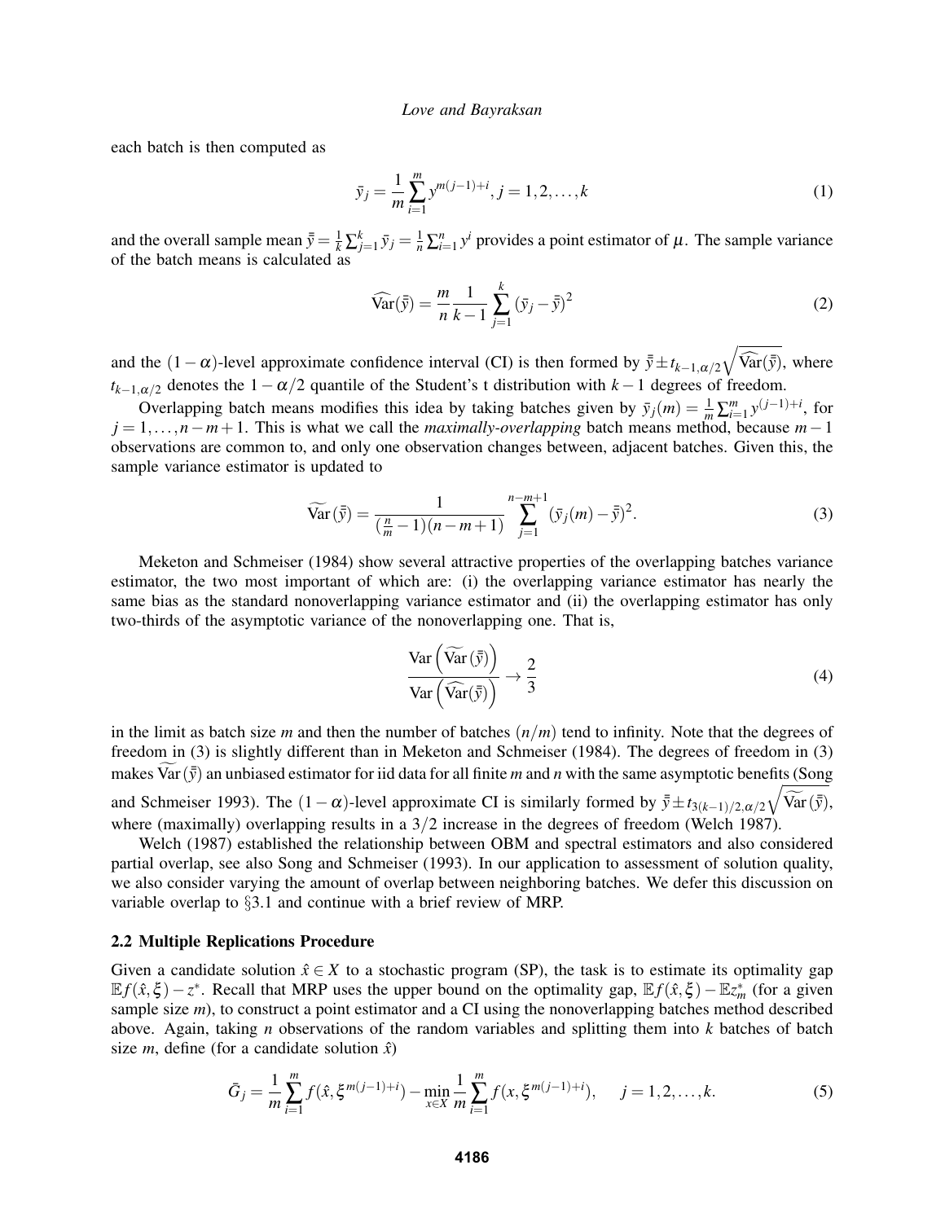each batch is then computed as

$$\bar{y}_j = \frac{1}{m}\sum_{i=1}^{m} y^{m(j-1)+i}, j = 1,2,\ldots,k \tag{1}$$

and the overall sample mean $\bar{\bar{y}} = \frac{1}{k}\sum_{j=1}^{k}\bar{y}_j = \frac{1}{n}\sum_{i=1}^{n} y^i$ provides a point estimator of $\mu$. The sample variance of the batch means is calculated as

$$\widehat{\text{Var}}(\bar{\bar{y}}) = \frac{m}{n}\frac{1}{k-1}\sum_{j=1}^{k}\left(\bar{y}_j - \bar{\bar{y}}\right)^2 \tag{2}$$

and the $(1-\alpha)$-level approximate confidence interval (CI) is then formed by $\bar{\bar{y}} \pm t_{k-1,\alpha/2}\sqrt{\widehat{\text{Var}}(\bar{\bar{y}})}$, where $t_{k-1,\alpha/2}$ denotes the $1-\alpha/2$ quantile of the Student's t distribution with $k-1$ degrees of freedom.

Overlapping batch means modifies this idea by taking batches given by $\bar{y}_j(m) = \frac{1}{m}\sum_{i=1}^{m} y^{(j-1)+i}$, for $j = 1,\ldots,n-m+1$. This is what we call the *maximally-overlapping* batch means method, because $m-1$ observations are common to, and only one observation changes between, adjacent batches. Given this, the sample variance estimator is updated to

$$\widetilde{\text{Var}}(\bar{\bar{y}}) = \frac{1}{(\frac{n}{m}-1)(n-m+1)}\sum_{j=1}^{n-m+1}(\bar{y}_j(m) - \bar{\bar{y}})^2. \tag{3}$$

Meketon and Schmeiser (1984) show several attractive properties of the overlapping batches variance estimator, the two most important of which are: (i) the overlapping variance estimator has nearly the same bias as the standard nonoverlapping variance estimator and (ii) the overlapping estimator has only two-thirds of the asymptotic variance of the nonoverlapping one. That is,

$$\frac{\text{Var}\left(\widetilde{\text{Var}}(\bar{\bar{y}})\right)}{\text{Var}\left(\widehat{\text{Var}}(\bar{\bar{y}})\right)} \to \frac{2}{3} \tag{4}$$

in the limit as batch size $m$ and then the number of batches $(n/m)$ tend to infinity. Note that the degrees of freedom in (3) is slightly different than in Meketon and Schmeiser (1984). The degrees of freedom in (3) makes $\widetilde{\text{Var}}(\bar{\bar{y}})$ an unbiased estimator for iid data for all finite $m$ and $n$ with the same asymptotic benefits (Song and Schmeiser 1993). The $(1-\alpha)$-level approximate CI is similarly formed by $\bar{\bar{y}} \pm t_{3(k-1)/2,\alpha/2}\sqrt{\widetilde{\text{Var}}(\bar{\bar{y}})}$, where (maximally) overlapping results in a $3/2$ increase in the degrees of freedom (Welch 1987).

Welch (1987) established the relationship between OBM and spectral estimators and also considered partial overlap, see also Song and Schmeiser (1993). In our application to assessment of solution quality, we also consider varying the amount of overlap between neighboring batches. We defer this discussion on variable overlap to §3.1 and continue with a brief review of MRP.

### 2.2 Multiple Replications Procedure

Given a candidate solution $\hat{x} \in X$ to a stochastic program (SP), the task is to estimate its optimality gap $\mathbb{E}f(\hat{x},\xi) - z^*$. Recall that MRP uses the upper bound on the optimality gap, $\mathbb{E}f(\hat{x},\xi) - \mathbb{E}z_m^*$ (for a given sample size $m$), to construct a point estimator and a CI using the nonoverlapping batches method described above. Again, taking $n$ observations of the random variables and splitting them into $k$ batches of batch size $m$, define (for a candidate solution $\hat{x}$)

$$\bar{G}_j = \frac{1}{m}\sum_{i=1}^{m} f(\hat{x},\xi^{m(j-1)+i}) - \min_{x\in X}\frac{1}{m}\sum_{i=1}^{m} f(x,\xi^{m(j-1)+i}), \quad j = 1,2,\ldots,k. \tag{5}$$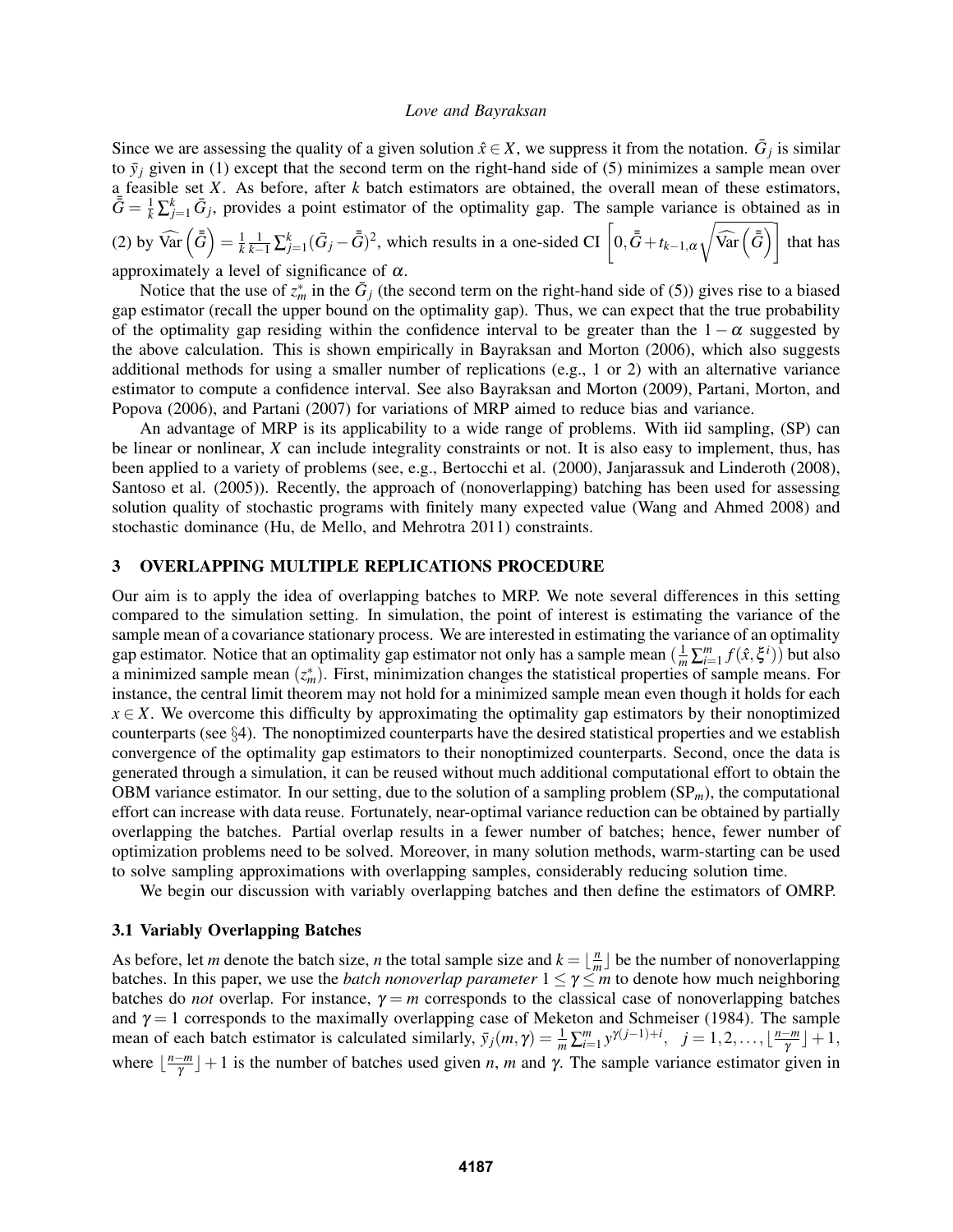Since we are assessing the quality of a given solution $\hat{x} \in X$, we suppress it from the notation. $\bar{G}_j$ is similar to $\bar{y}_j$ given in (1) except that the second term on the right-hand side of (5) minimizes a sample mean over a feasible set $X$. As before, after $k$ batch estimators are obtained, the overall mean of these estimators, $\bar{\bar{G}} = \frac{1}{k}\sum_{j=1}^{k} \bar{G}_j$, provides a point estimator of the optimality gap. The sample variance is obtained as in (2) by $\widehat{\mathrm{Var}}\left(\bar{\bar{G}}\right) = \frac{1}{k}\frac{1}{k-1}\sum_{j=1}^{k}(\bar{G}_j - \bar{\bar{G}})^2$, which results in a one-sided CI $\left[0, \bar{\bar{G}} + t_{k-1,\alpha}\sqrt{\widehat{\mathrm{Var}}\left(\bar{\bar{G}}\right)}\right]$ that has approximately a level of significance of $\alpha$.

Notice that the use of $z_m^*$ in the $\bar{G}_j$ (the second term on the right-hand side of (5)) gives rise to a biased gap estimator (recall the upper bound on the optimality gap). Thus, we can expect that the true probability of the optimality gap residing within the confidence interval to be greater than the $1-\alpha$ suggested by the above calculation. This is shown empirically in Bayraksan and Morton (2006), which also suggests additional methods for using a smaller number of replications (e.g., 1 or 2) with an alternative variance estimator to compute a confidence interval. See also Bayraksan and Morton (2009), Partani, Morton, and Popova (2006), and Partani (2007) for variations of MRP aimed to reduce bias and variance.

An advantage of MRP is its applicability to a wide range of problems. With iid sampling, (SP) can be linear or nonlinear, $X$ can include integrality constraints or not. It is also easy to implement, thus, has been applied to a variety of problems (see, e.g., Bertocchi et al. (2000), Janjarassuk and Linderoth (2008), Santoso et al. (2005)). Recently, the approach of (nonoverlapping) batching has been used for assessing solution quality of stochastic programs with finitely many expected value (Wang and Ahmed 2008) and stochastic dominance (Hu, de Mello, and Mehrotra 2011) constraints.

## 3 OVERLAPPING MULTIPLE REPLICATIONS PROCEDURE

Our aim is to apply the idea of overlapping batches to MRP. We note several differences in this setting compared to the simulation setting. In simulation, the point of interest is estimating the variance of the sample mean of a covariance stationary process. We are interested in estimating the variance of an optimality gap estimator. Notice that an optimality gap estimator not only has a sample mean ($\frac{1}{m}\sum_{i=1}^{m} f(\hat{x},\xi^i)$) but also a minimized sample mean ($z_m^*$). First, minimization changes the statistical properties of sample means. For instance, the central limit theorem may not hold for a minimized sample mean even though it holds for each $x \in X$. We overcome this difficulty by approximating the optimality gap estimators by their nonoptimized counterparts (see §4). The nonoptimized counterparts have the desired statistical properties and we establish convergence of the optimality gap estimators to their nonoptimized counterparts. Second, once the data is generated through a simulation, it can be reused without much additional computational effort to obtain the OBM variance estimator. In our setting, due to the solution of a sampling problem (SP$_m$), the computational effort can increase with data reuse. Fortunately, near-optimal variance reduction can be obtained by partially overlapping the batches. Partial overlap results in a fewer number of batches; hence, fewer number of optimization problems need to be solved. Moreover, in many solution methods, warm-starting can be used to solve sampling approximations with overlapping samples, considerably reducing solution time.

We begin our discussion with variably overlapping batches and then define the estimators of OMRP.

### 3.1 Variably Overlapping Batches

As before, let $m$ denote the batch size, $n$ the total sample size and $k = \lfloor \frac{n}{m} \rfloor$ be the number of nonoverlapping batches. In this paper, we use the *batch nonoverlap parameter* $1 \leq \gamma \leq m$ to denote how much neighboring batches do *not* overlap. For instance, $\gamma = m$ corresponds to the classical case of nonoverlapping batches and $\gamma = 1$ corresponds to the maximally overlapping case of Meketon and Schmeiser (1984). The sample mean of each batch estimator is calculated similarly, $\bar{y}_j(m,\gamma) = \frac{1}{m}\sum_{i=1}^{m} y^{\gamma(j-1)+i}, \quad j = 1,2,\ldots,\lfloor \frac{n-m}{\gamma} \rfloor + 1$, where $\lfloor \frac{n-m}{\gamma} \rfloor + 1$ is the number of batches used given $n$, $m$ and $\gamma$. The sample variance estimator given in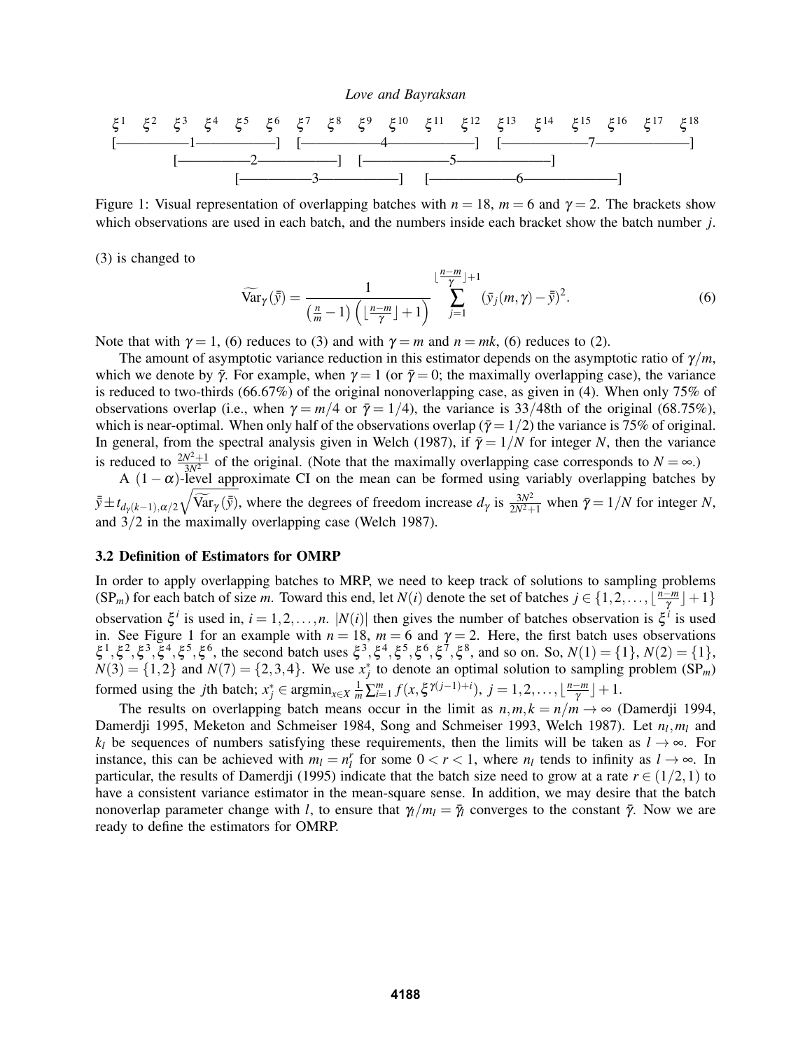$\xi^1 \quad \xi^2 \quad \xi^3 \quad \xi^4 \quad \xi^5 \quad \xi^6 \quad \xi^7 \quad \xi^8 \quad \xi^9 \quad \xi^{10} \quad \xi^{11} \quad \xi^{12} \quad \xi^{13} \quad \xi^{14} \quad \xi^{15} \quad \xi^{16} \quad \xi^{17} \quad \xi^{18}$

```
[———————1———————]   [————————4————————]   [————————7————————]
          [———————2———————]   [————————5————————]
                    [———————3———————]   [————————6————————]
```

Figure 1: Visual representation of overlapping batches with $n = 18$, $m = 6$ and $\gamma = 2$. The brackets show which observations are used in each batch, and the numbers inside each bracket show the batch number $j$.

(3) is changed to

$$\widetilde{\text{Var}}_{\gamma}(\bar{\bar{y}}) = \frac{1}{\left(\frac{n}{m}-1\right)\left(\lfloor\frac{n-m}{\gamma}\rfloor+1\right)} \sum_{j=1}^{\lfloor\frac{n-m}{\gamma}\rfloor+1} (\bar{y}_j(m,\gamma)-\bar{\bar{y}})^2. \tag{6}$$

Note that with $\gamma = 1$, (6) reduces to (3) and with $\gamma = m$ and $n = mk$, (6) reduces to (2).

The amount of asymptotic variance reduction in this estimator depends on the asymptotic ratio of $\gamma/m$, which we denote by $\bar{\gamma}$. For example, when $\gamma = 1$ (or $\bar{\gamma} = 0$; the maximally overlapping case), the variance is reduced to two-thirds (66.67%) of the original nonoverlapping case, as given in (4). When only 75% of observations overlap (i.e., when $\gamma = m/4$ or $\bar{\gamma} = 1/4$), the variance is $33/48$th of the original (68.75%), which is near-optimal. When only half of the observations overlap ($\bar{\gamma} = 1/2$) the variance is 75% of original. In general, from the spectral analysis given in Welch (1987), if $\bar{\gamma} = 1/N$ for integer $N$, then the variance is reduced to $\frac{2N^2+1}{3N^2}$ of the original. (Note that the maximally overlapping case corresponds to $N = \infty$.)

A $(1-\alpha)$-level approximate CI on the mean can be formed using variably overlapping batches by $\bar{\bar{y}} \pm t_{d_\gamma(k-1),\alpha/2}\sqrt{\widetilde{\text{Var}}_{\gamma}(\bar{\bar{y}})}$, where the degrees of freedom increase $d_\gamma$ is $\frac{3N^2}{2N^2+1}$ when $\bar{\gamma} = 1/N$ for integer $N$, and $3/2$ in the maximally overlapping case (Welch 1987).

### 3.2 Definition of Estimators for OMRP

In order to apply overlapping batches to MRP, we need to keep track of solutions to sampling problems (SP$_m$) for each batch of size $m$. Toward this end, let $N(i)$ denote the set of batches $j \in \{1,2,\ldots,\lfloor\frac{n-m}{\gamma}\rfloor+1\}$ observation $\xi^i$ is used in, $i = 1,2,\ldots,n$. $|N(i)|$ then gives the number of batches observation is $\xi^i$ is used in. See Figure 1 for an example with $n = 18$, $m = 6$ and $\gamma = 2$. Here, the first batch uses observations $\xi^1,\xi^2,\xi^3,\xi^4,\xi^5,\xi^6$, the second batch uses $\xi^3,\xi^4,\xi^5,\xi^6,\xi^7,\xi^8$, and so on. So, $N(1) = \{1\}$, $N(2) = \{1\}$, $N(3) = \{1,2\}$ and $N(7) = \{2,3,4\}$. We use $x_j^*$ to denote an optimal solution to sampling problem (SP$_m$) formed using the $j$th batch; $x_j^* \in \text{argmin}_{x\in X} \frac{1}{m}\sum_{i=1}^m f(x,\xi^{\gamma(j-1)+i})$, $j = 1,2,\ldots,\lfloor\frac{n-m}{\gamma}\rfloor+1$.

The results on overlapping batch means occur in the limit as $n,m,k = n/m \to \infty$ (Damerdji 1994, Damerdji 1995, Meketon and Schmeiser 1984, Song and Schmeiser 1993, Welch 1987). Let $n_l, m_l$ and $k_l$ be sequences of numbers satisfying these requirements, then the limits will be taken as $l \to \infty$. For instance, this can be achieved with $m_l = n_l^r$ for some $0 < r < 1$, where $n_l$ tends to infinity as $l \to \infty$. In particular, the results of Damerdji (1995) indicate that the batch size need to grow at a rate $r \in (1/2,1)$ to have a consistent variance estimator in the mean-square sense. In addition, we may desire that the batch nonoverlap parameter change with $l$, to ensure that $\gamma_l/m_l = \bar{\gamma}_l$ converges to the constant $\bar{\gamma}$. Now we are ready to define the estimators for OMRP.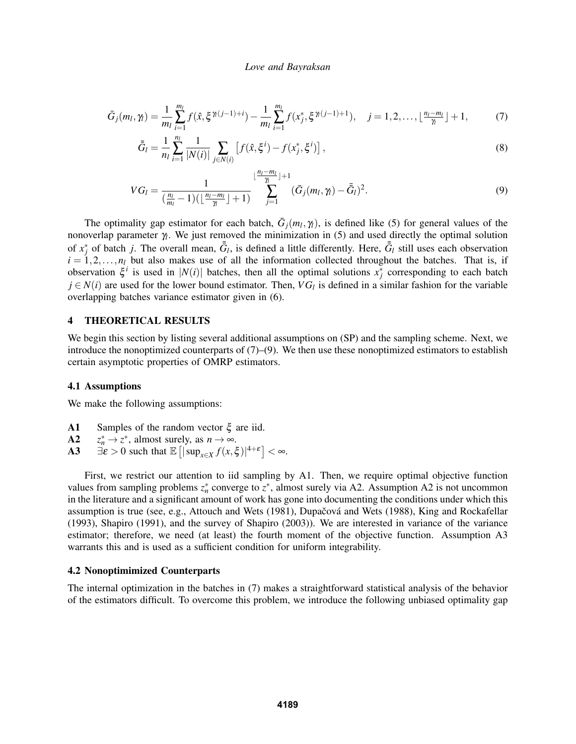$$\bar{G}_j(m_l,\gamma_l) = \frac{1}{m_l}\sum_{i=1}^{m_l} f(\hat{x},\xi^{\gamma_l(j-1)+i}) - \frac{1}{m_l}\sum_{i=1}^{m_l} f(x_j^*,\xi^{\gamma_l(j-1)+1}), \quad j=1,2,\ldots,\lfloor \tfrac{n_l-m_l}{\gamma_l}\rfloor+1, \tag{7}$$

$$\bar{\bar{G}}_l = \frac{1}{n_l}\sum_{i=1}^{n_l}\frac{1}{|N(i)|}\sum_{j\in N(i)}\left[f(\hat{x},\xi^i)-f(x_j^*,\xi^i)\right], \tag{8}$$

$$VG_l = \frac{1}{(\frac{n_l}{m_l}-1)(\lfloor\frac{n_l-m_l}{\gamma_l}\rfloor+1)}\sum_{j=1}^{\lfloor\frac{n_l-m_l}{\gamma_l}\rfloor+1}(\bar{G}_j(m_l,\gamma_l)-\bar{\bar{G}}_l)^2. \tag{9}$$

The optimality gap estimator for each batch, $\bar{G}_j(m_l,\gamma_l)$, is defined like (5) for general values of the nonoverlap parameter $\gamma_l$. We just removed the minimization in (5) and used directly the optimal solution of $x_j^*$ of batch $j$. The overall mean, $\bar{\bar{G}}_l$, is defined a little differently. Here, $\bar{\bar{G}}_l$ still uses each observation $i=1,2,\ldots,n_l$ but also makes use of all the information collected throughout the batches. That is, if observation $\xi^i$ is used in $|N(i)|$ batches, then all the optimal solutions $x_j^*$ corresponding to each batch $j\in N(i)$ are used for the lower bound estimator. Then, $VG_l$ is defined in a similar fashion for the variable overlapping batches variance estimator given in (6).

## 4 THEORETICAL RESULTS

We begin this section by listing several additional assumptions on (SP) and the sampling scheme. Next, we introduce the nonoptimized counterparts of (7)–(9). We then use these nonoptimized estimators to establish certain asymptotic properties of OMRP estimators.

### 4.1 Assumptions

We make the following assumptions:

- **A1** Samples of the random vector $\xi$ are iid.
- **A2** $z_n^* \to z^*$, almost surely, as $n\to\infty$.
- **A3** $\exists \varepsilon>0$ such that $\mathbb{E}\left[|\sup_{x\in X} f(x,\xi)|^{4+\varepsilon}\right]<\infty$.

First, we restrict our attention to iid sampling by A1. Then, we require optimal objective function values from sampling problems $z_n^*$ converge to $z^*$, almost surely via A2. Assumption A2 is not uncommon in the literature and a significant amount of work has gone into documenting the conditions under which this assumption is true (see, e.g., Attouch and Wets (1981), Dupačová and Wets (1988), King and Rockafellar (1993), Shapiro (1991), and the survey of Shapiro (2003)). We are interested in variance of the variance estimator; therefore, we need (at least) the fourth moment of the objective function. Assumption A3 warrants this and is used as a sufficient condition for uniform integrability.

### 4.2 Nonoptimimized Counterparts

The internal optimization in the batches in (7) makes a straightforward statistical analysis of the behavior of the estimators difficult. To overcome this problem, we introduce the following unbiased optimality gap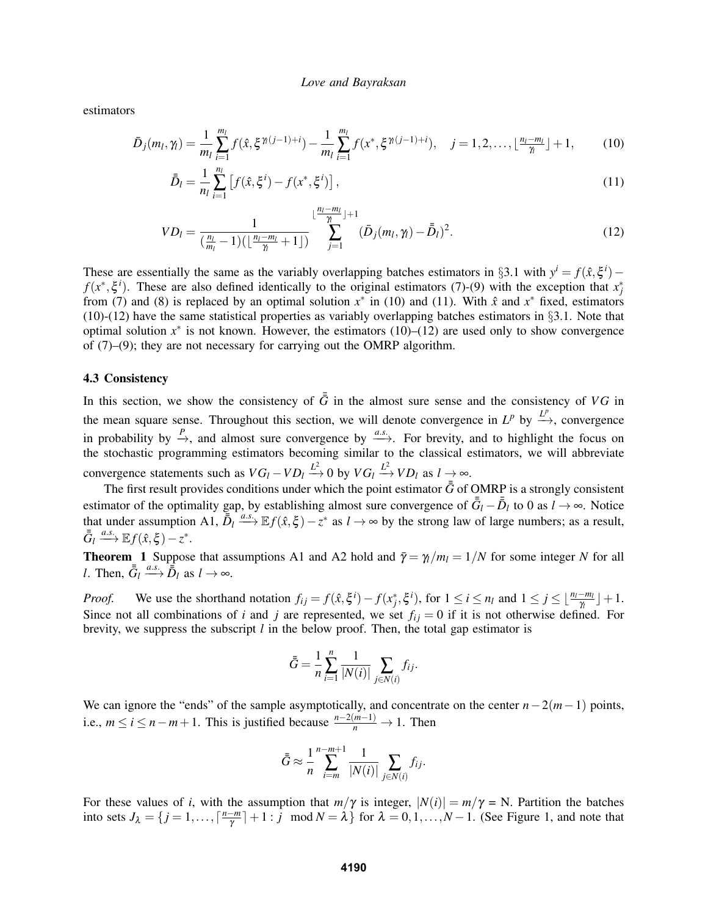estimators

$$\bar{D}_j(m_l,\gamma_l) = \frac{1}{m_l}\sum_{i=1}^{m_l} f(\hat{x},\xi^{\gamma_l(j-1)+i}) - \frac{1}{m_l}\sum_{i=1}^{m_l} f(x^*,\xi^{\gamma_l(j-1)+i}), \quad j=1,2,\ldots,\lfloor \tfrac{n_l-m_l}{\gamma_l}\rfloor+1, \tag{10}$$

$$\bar{\bar{D}}_l = \frac{1}{n_l}\sum_{i=1}^{n_l}\left[f(\hat{x},\xi^i) - f(x^*,\xi^i)\right], \tag{11}$$

$$VD_l = \frac{1}{(\frac{n_l}{m_l}-1)(\lfloor \frac{n_l-m_l}{\gamma_l}+1\rfloor)} \sum_{j=1}^{\lfloor \frac{n_l-m_l}{\gamma_l}\rfloor+1} (\bar{D}_j(m_l,\gamma_l)-\bar{\bar{D}}_l)^2. \tag{12}$$

These are essentially the same as the variably overlapping batches estimators in §3.1 with $y^i = f(\hat{x},\xi^i) - f(x^*,\xi^i)$. These are also defined identically to the original estimators (7)-(9) with the exception that $x_j^*$ from (7) and (8) is replaced by an optimal solution $x^*$ in (10) and (11). With $\hat{x}$ and $x^*$ fixed, estimators (10)-(12) have the same statistical properties as variably overlapping batches estimators in §3.1. Note that optimal solution $x^*$ is not known. However, the estimators (10)–(12) are used only to show convergence of (7)–(9); they are not necessary for carrying out the OMRP algorithm.

### 4.3 Consistency

In this section, we show the consistency of $\bar{\bar{G}}$ in the almost sure sense and the consistency of $VG$ in the mean square sense. Throughout this section, we will denote convergence in $L^p$ by $\xrightarrow{L^p}$, convergence in probability by $\xrightarrow{P}$, and almost sure convergence by $\xrightarrow{a.s.}$. For brevity, and to highlight the focus on the stochastic programming estimators becoming similar to the classical estimators, we will abbreviate convergence statements such as $VG_l - VD_l \xrightarrow{L^2} 0$ by $VG_l \xrightarrow{L^2} VD_l$ as $l \to \infty$.

The first result provides conditions under which the point estimator $\bar{\bar{G}}$ of OMRP is a strongly consistent estimator of the optimality gap, by establishing almost sure convergence of $\bar{\bar{G}}_l - \bar{\bar{D}}_l$ to 0 as $l \to \infty$. Notice that under assumption A1, $\bar{\bar{D}}_l \xrightarrow{a.s.} \mathbb{E}f(\hat{x},\xi) - z^*$ as $l \to \infty$ by the strong law of large numbers; as a result, $\bar{\bar{G}}_l \xrightarrow{a.s.} \mathbb{E}f(\hat{x},\xi) - z^*$.

**Theorem 1** Suppose that assumptions A1 and A2 hold and $\bar{\gamma} = \gamma_l/m_l = 1/N$ for some integer $N$ for all $l$. Then, $\bar{\bar{G}}_l \xrightarrow{a.s.} \bar{\bar{D}}_l$ as $l \to \infty$.

*Proof.* We use the shorthand notation $f_{ij} = f(\hat{x},\xi^i) - f(x_j^*,\xi^i)$, for $1 \le i \le n_l$ and $1 \le j \le \lfloor \frac{n_l-m_l}{\gamma_l}\rfloor + 1$. Since not all combinations of $i$ and $j$ are represented, we set $f_{ij} = 0$ if it is not otherwise defined. For brevity, we suppress the subscript $l$ in the below proof. Then, the total gap estimator is

$$\bar{\bar{G}} = \frac{1}{n}\sum_{i=1}^{n}\frac{1}{|N(i)|}\sum_{j\in N(i)} f_{ij}.$$

We can ignore the "ends" of the sample asymptotically, and concentrate on the center $n-2(m-1)$ points, i.e., $m \le i \le n-m+1$. This is justified because $\frac{n-2(m-1)}{n} \to 1$. Then

$$\bar{\bar{G}} \approx \frac{1}{n}\sum_{i=m}^{n-m+1}\frac{1}{|N(i)|}\sum_{j\in N(i)} f_{ij}.$$

For these values of $i$, with the assumption that $m/\gamma$ is integer, $|N(i)| = m/\gamma$ = N. Partition the batches into sets $J_\lambda = \{j = 1,\ldots,\lceil \frac{n-m}{\gamma}\rceil + 1 : j \mod N = \lambda\}$ for $\lambda = 0,1,\ldots,N-1$. (See Figure 1, and note that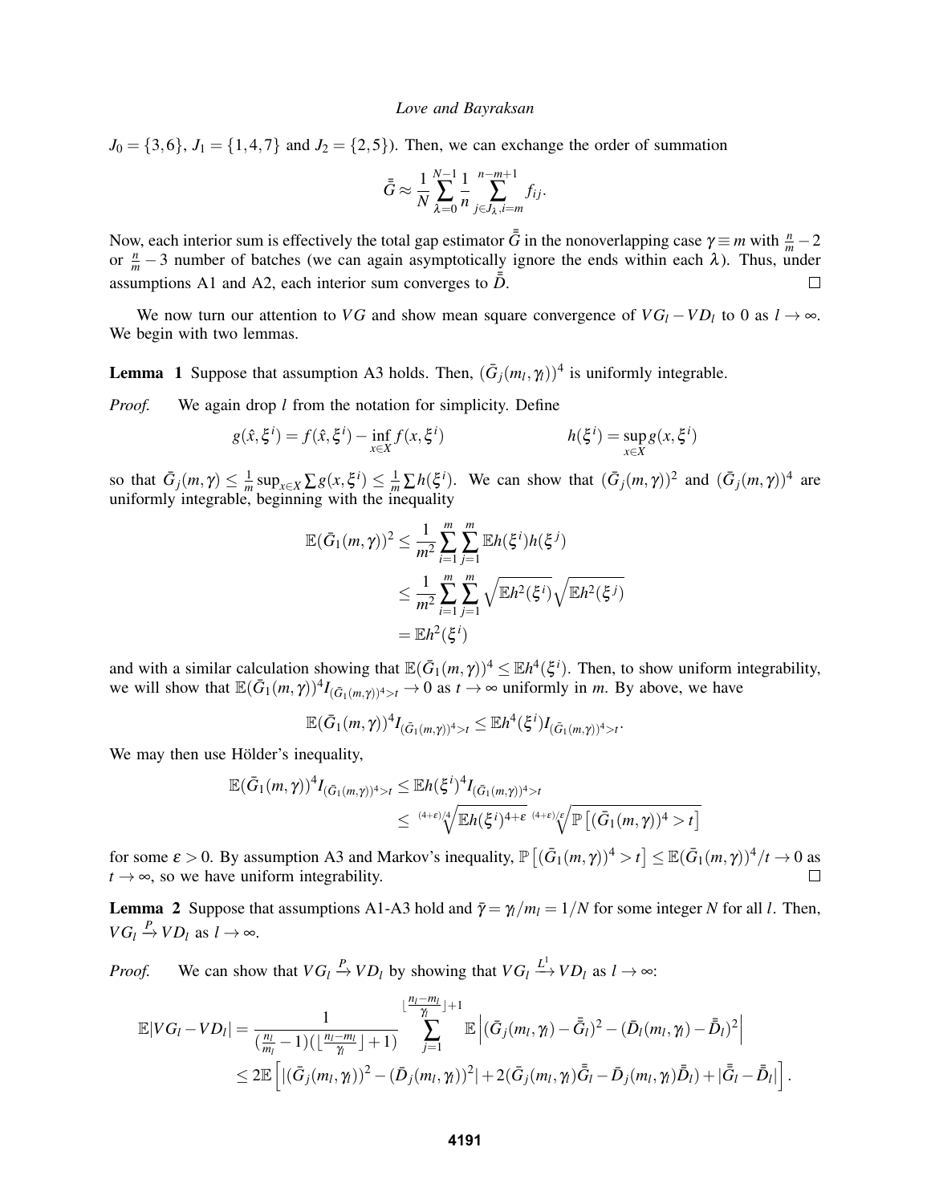$J_0 = \{3,6\}$, $J_1 = \{1,4,7\}$ and $J_2 = \{2,5\}$). Then, we can exchange the order of summation

$$\bar{\bar{G}} \approx \frac{1}{N} \sum_{\lambda=0}^{N-1} \frac{1}{n} \sum_{j \in J_\lambda, i=m}^{n-m+1} f_{ij}.$$

Now, each interior sum is effectively the total gap estimator $\bar{\bar{G}}$ in the nonoverlapping case $\gamma \equiv m$ with $\frac{n}{m} - 2$ or $\frac{n}{m} - 3$ number of batches (we can again asymptotically ignore the ends within each $\lambda$). Thus, under assumptions A1 and A2, each interior sum converges to $\bar{\bar{D}}$. □

We now turn our attention to $VG$ and show mean square convergence of $VG_l - VD_l$ to 0 as $l \to \infty$. We begin with two lemmas.

**Lemma 1** Suppose that assumption A3 holds. Then, $(\bar{G}_j(m_l, \gamma_l))^4$ is uniformly integrable.

*Proof.* We again drop $l$ from the notation for simplicity. Define

$$g(\hat{x}, \xi^i) = f(\hat{x}, \xi^i) - \inf_{x \in X} f(x, \xi^i) \qquad\qquad h(\xi^i) = \sup_{x \in X} g(x, \xi^i)$$

so that $\bar{G}_j(m, \gamma) \leq \frac{1}{m} \sup_{x \in X} \sum g(x, \xi^i) \leq \frac{1}{m} \sum h(\xi^i)$. We can show that $(\bar{G}_j(m, \gamma))^2$ and $(\bar{G}_j(m, \gamma))^4$ are uniformly integrable, beginning with the inequality

$$\begin{aligned}
\mathbb{E}(\bar{G}_1(m, \gamma))^2 &\leq \frac{1}{m^2} \sum_{i=1}^{m} \sum_{j=1}^{m} \mathbb{E} h(\xi^i) h(\xi^j) \\
&\leq \frac{1}{m^2} \sum_{i=1}^{m} \sum_{j=1}^{m} \sqrt{\mathbb{E} h^2(\xi^i)} \sqrt{\mathbb{E} h^2(\xi^j)} \\
&= \mathbb{E} h^2(\xi^i)
\end{aligned}$$

and with a similar calculation showing that $\mathbb{E}(\bar{G}_1(m, \gamma))^4 \leq \mathbb{E} h^4(\xi^i)$. Then, to show uniform integrability, we will show that $\mathbb{E}(\bar{G}_1(m, \gamma))^4 I_{(\bar{G}_1(m,\gamma))^4 > t} \to 0$ as $t \to \infty$ uniformly in $m$. By above, we have

$$\mathbb{E}(\bar{G}_1(m, \gamma))^4 I_{(\bar{G}_1(m,\gamma))^4 > t} \leq \mathbb{E} h^4(\xi^i) I_{(\bar{G}_1(m,\gamma))^4 > t}.$$

We may then use Hölder's inequality,

$$\begin{aligned}
\mathbb{E}(\bar{G}_1(m, \gamma))^4 I_{(\bar{G}_1(m,\gamma))^4 > t} &\leq \mathbb{E} h(\xi^i)^4 I_{(\bar{G}_1(m,\gamma))^4 > t} \\
&\leq \sqrt[(4+\varepsilon)/4]{\mathbb{E} h(\xi^i)^{4+\varepsilon}} \sqrt[(4+\varepsilon)/\varepsilon]{\mathbb{P}\left[(\bar{G}_1(m, \gamma))^4 > t\right]}
\end{aligned}$$

for some $\varepsilon > 0$. By assumption A3 and Markov's inequality, $\mathbb{P}\left[(\bar{G}_1(m, \gamma))^4 > t\right] \leq \mathbb{E}(\bar{G}_1(m, \gamma))^4 / t \to 0$ as $t \to \infty$, so we have uniform integrability. □

**Lemma 2** Suppose that assumptions A1-A3 hold and $\bar{\gamma} = \gamma_l / m_l = 1/N$ for some integer $N$ for all $l$. Then, $VG_l \xrightarrow{P} VD_l$ as $l \to \infty$.

*Proof.* We can show that $VG_l \xrightarrow{P} VD_l$ by showing that $VG_l \xrightarrow{L^1} VD_l$ as $l \to \infty$:

$$\begin{aligned}
\mathbb{E}|VG_l - VD_l| &= \frac{1}{(\frac{n_l}{m_l} - 1)(\lfloor \frac{n_l - m_l}{\gamma_l} \rfloor + 1)} \sum_{j=1}^{\lfloor \frac{n_l - m_l}{\gamma_l} \rfloor + 1} \mathbb{E}\left| (\bar{G}_j(m_l, \gamma_l) - \bar{\bar{G}}_l)^2 - (\bar{D}_l(m_l, \gamma_l) - \bar{\bar{D}}_l)^2 \right| \\
&\leq 2\mathbb{E}\left[ |(\bar{G}_j(m_l, \gamma_l))^2 - (\bar{D}_j(m_l, \gamma_l))^2| + 2(\bar{G}_j(m_l, \gamma_l)\bar{\bar{G}}_l - \bar{D}_j(m_l, \gamma_l)\bar{\bar{D}}_l) + |\bar{\bar{G}}_l - \bar{\bar{D}}_l| \right].
\end{aligned}$$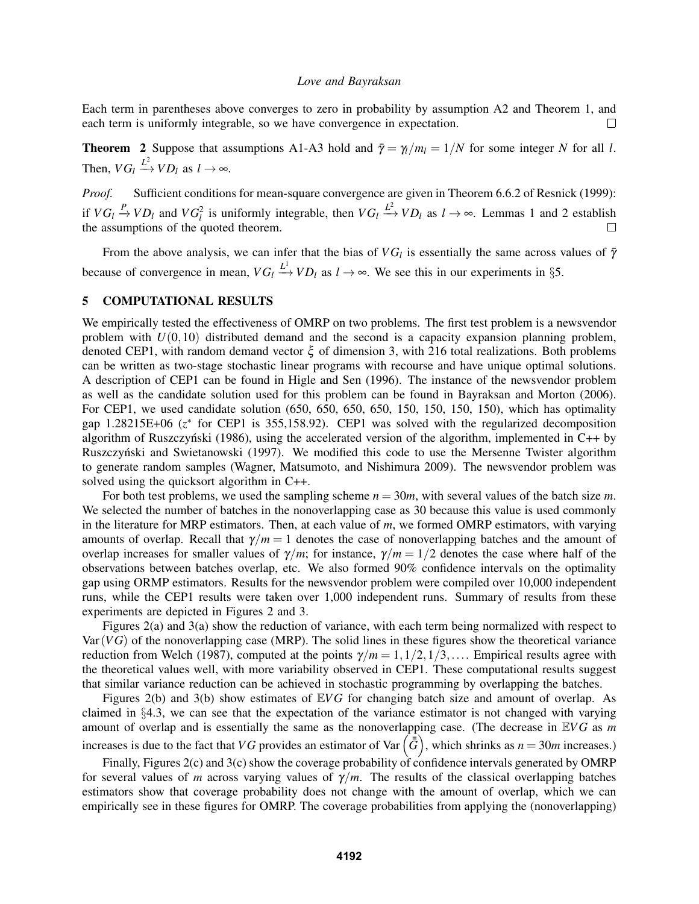Each term in parentheses above converges to zero in probability by assumption A2 and Theorem 1, and each term is uniformly integrable, so we have convergence in expectation. □

**Theorem 2** Suppose that assumptions A1-A3 hold and $\bar{\gamma} = \gamma_l/m_l = 1/N$ for some integer $N$ for all $l$. Then, $VG_l \xrightarrow{L^2} VD_l$ as $l \to \infty$.

*Proof.* Sufficient conditions for mean-square convergence are given in Theorem 6.6.2 of Resnick (1999): if $VG_l \xrightarrow{P} VD_l$ and $VG_l^2$ is uniformly integrable, then $VG_l \xrightarrow{L^2} VD_l$ as $l \to \infty$. Lemmas 1 and 2 establish the assumptions of the quoted theorem. □

From the above analysis, we can infer that the bias of $VG_l$ is essentially the same across values of $\bar{\gamma}$ because of convergence in mean, $VG_l \xrightarrow{L^1} VD_l$ as $l \to \infty$. We see this in our experiments in §5.

## 5 COMPUTATIONAL RESULTS

We empirically tested the effectiveness of OMRP on two problems. The first test problem is a newsvendor problem with $U(0,10)$ distributed demand and the second is a capacity expansion planning problem, denoted CEP1, with random demand vector $\xi$ of dimension 3, with 216 total realizations. Both problems can be written as two-stage stochastic linear programs with recourse and have unique optimal solutions. A description of CEP1 can be found in Higle and Sen (1996). The instance of the newsvendor problem as well as the candidate solution used for this problem can be found in Bayraksan and Morton (2006). For CEP1, we used candidate solution (650, 650, 650, 650, 150, 150, 150, 150), which has optimality gap 1.28215E+06 ($z^*$ for CEP1 is 355,158.92). CEP1 was solved with the regularized decomposition algorithm of Ruszczyński (1986), using the accelerated version of the algorithm, implemented in C++ by Ruszczyński and Swietanowski (1997). We modified this code to use the Mersenne Twister algorithm to generate random samples (Wagner, Matsumoto, and Nishimura 2009). The newsvendor problem was solved using the quicksort algorithm in C++.

For both test problems, we used the sampling scheme $n = 30m$, with several values of the batch size $m$. We selected the number of batches in the nonoverlapping case as 30 because this value is used commonly in the literature for MRP estimators. Then, at each value of $m$, we formed OMRP estimators, with varying amounts of overlap. Recall that $\gamma/m = 1$ denotes the case of nonoverlapping batches and the amount of overlap increases for smaller values of $\gamma/m$; for instance, $\gamma/m = 1/2$ denotes the case where half of the observations between batches overlap, etc. We also formed 90% confidence intervals on the optimality gap using ORMP estimators. Results for the newsvendor problem were compiled over 10,000 independent runs, while the CEP1 results were taken over 1,000 independent runs. Summary of results from these experiments are depicted in Figures 2 and 3.

Figures 2(a) and 3(a) show the reduction of variance, with each term being normalized with respect to $\text{Var}(VG)$ of the nonoverlapping case (MRP). The solid lines in these figures show the theoretical variance reduction from Welch (1987), computed at the points $\gamma/m = 1, 1/2, 1/3, \ldots$. Empirical results agree with the theoretical values well, with more variability observed in CEP1. These computational results suggest that similar variance reduction can be achieved in stochastic programming by overlapping the batches.

Figures 2(b) and 3(b) show estimates of $\mathbb{E}VG$ for changing batch size and amount of overlap. As claimed in §4.3, we can see that the expectation of the variance estimator is not changed with varying amount of overlap and is essentially the same as the nonoverlapping case. (The decrease in $\mathbb{E}VG$ as $m$ increases is due to the fact that $VG$ provides an estimator of $\text{Var}\left(\bar{\bar{G}}\right)$, which shrinks as $n = 30m$ increases.)

Finally, Figures 2(c) and 3(c) show the coverage probability of confidence intervals generated by OMRP for several values of $m$ across varying values of $\gamma/m$. The results of the classical overlapping batches estimators show that coverage probability does not change with the amount of overlap, which we can empirically see in these figures for OMRP. The coverage probabilities from applying the (nonoverlapping)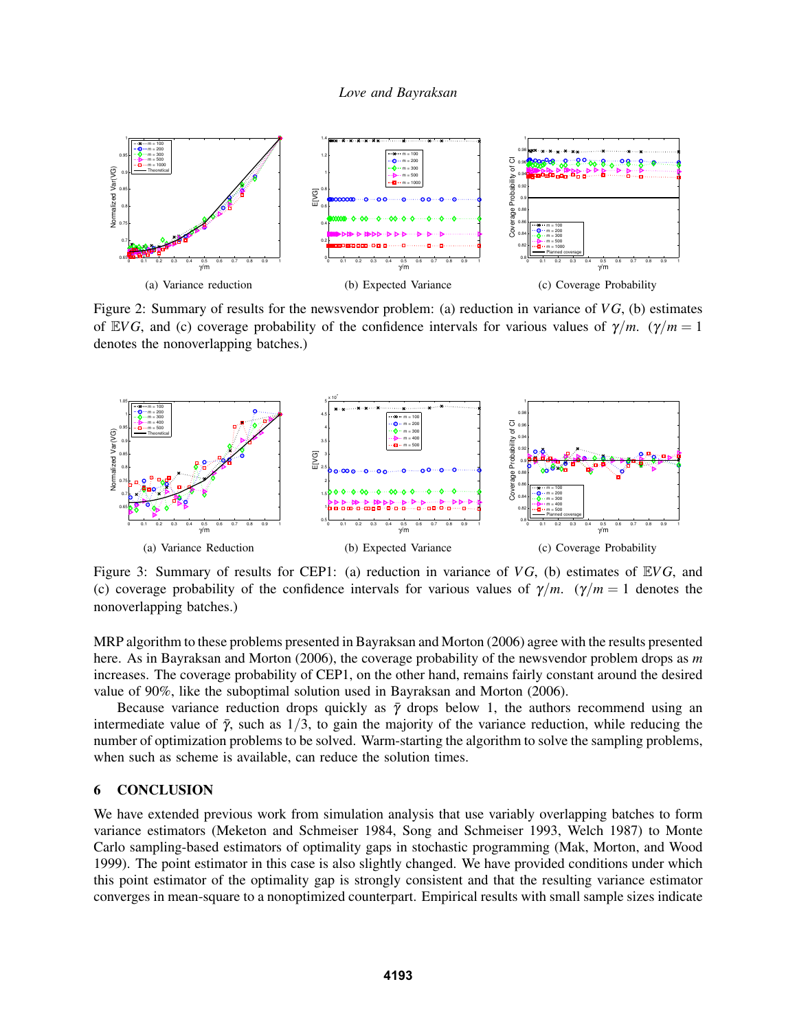(a) Variance reduction (b) Expected Variance (c) Coverage Probability

Figure 2: Summary of results for the newsvendor problem: (a) reduction in variance of $VG$, (b) estimates of $\mathbb{E}VG$, and (c) coverage probability of the confidence intervals for various values of $\gamma/m$. ($\gamma/m = 1$ denotes the nonoverlapping batches.)

(a) Variance Reduction (b) Expected Variance (c) Coverage Probability

Figure 3: Summary of results for CEP1: (a) reduction in variance of $VG$, (b) estimates of $\mathbb{E}VG$, and (c) coverage probability of the confidence intervals for various values of $\gamma/m$. ($\gamma/m = 1$ denotes the nonoverlapping batches.)

MRP algorithm to these problems presented in Bayraksan and Morton (2006) agree with the results presented here. As in Bayraksan and Morton (2006), the coverage probability of the newsvendor problem drops as $m$ increases. The coverage probability of CEP1, on the other hand, remains fairly constant around the desired value of 90%, like the suboptimal solution used in Bayraksan and Morton (2006).

Because variance reduction drops quickly as $\bar{\gamma}$ drops below 1, the authors recommend using an intermediate value of $\bar{\gamma}$, such as $1/3$, to gain the majority of the variance reduction, while reducing the number of optimization problems to be solved. Warm-starting the algorithm to solve the sampling problems, when such as scheme is available, can reduce the solution times.

## 6 CONCLUSION

We have extended previous work from simulation analysis that use variably overlapping batches to form variance estimators (Meketon and Schmeiser 1984, Song and Schmeiser 1993, Welch 1987) to Monte Carlo sampling-based estimators of optimality gaps in stochastic programming (Mak, Morton, and Wood 1999). The point estimator in this case is also slightly changed. We have provided conditions under which this point estimator of the optimality gap is strongly consistent and that the resulting variance estimator converges in mean-square to a nonoptimized counterpart. Empirical results with small sample sizes indicate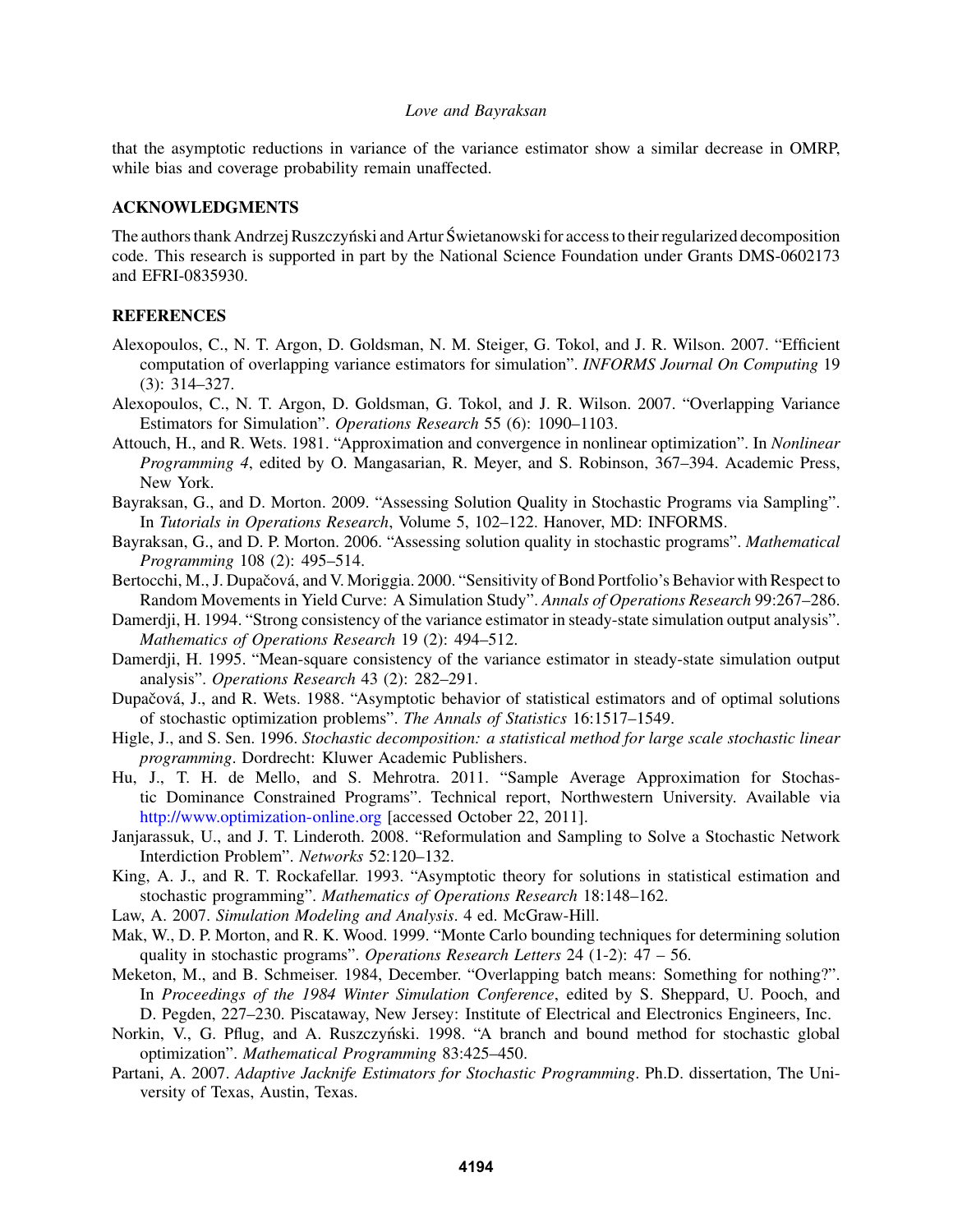that the asymptotic reductions in variance of the variance estimator show a similar decrease in OMRP, while bias and coverage probability remain unaffected.

## ACKNOWLEDGMENTS

The authors thank Andrzej Ruszczyński and Artur Świetanowski for access to their regularized decomposition code. This research is supported in part by the National Science Foundation under Grants DMS-0602173 and EFRI-0835930.

## REFERENCES

Alexopoulos, C., N. T. Argon, D. Goldsman, N. M. Steiger, G. Tokol, and J. R. Wilson. 2007. "Efficient computation of overlapping variance estimators for simulation". *INFORMS Journal On Computing* 19 (3): 314–327.

Alexopoulos, C., N. T. Argon, D. Goldsman, G. Tokol, and J. R. Wilson. 2007. "Overlapping Variance Estimators for Simulation". *Operations Research* 55 (6): 1090–1103.

Attouch, H., and R. Wets. 1981. "Approximation and convergence in nonlinear optimization". In *Nonlinear Programming 4*, edited by O. Mangasarian, R. Meyer, and S. Robinson, 367–394. Academic Press, New York.

Bayraksan, G., and D. Morton. 2009. "Assessing Solution Quality in Stochastic Programs via Sampling". In *Tutorials in Operations Research*, Volume 5, 102–122. Hanover, MD: INFORMS.

Bayraksan, G., and D. P. Morton. 2006. "Assessing solution quality in stochastic programs". *Mathematical Programming* 108 (2): 495–514.

Bertocchi, M., J. Dupačová, and V. Moriggia. 2000. "Sensitivity of Bond Portfolio's Behavior with Respect to Random Movements in Yield Curve: A Simulation Study". *Annals of Operations Research* 99:267–286.

Damerdji, H. 1994. "Strong consistency of the variance estimator in steady-state simulation output analysis". *Mathematics of Operations Research* 19 (2): 494–512.

Damerdji, H. 1995. "Mean-square consistency of the variance estimator in steady-state simulation output analysis". *Operations Research* 43 (2): 282–291.

Dupačová, J., and R. Wets. 1988. "Asymptotic behavior of statistical estimators and of optimal solutions of stochastic optimization problems". *The Annals of Statistics* 16:1517–1549.

Higle, J., and S. Sen. 1996. *Stochastic decomposition: a statistical method for large scale stochastic linear programming*. Dordrecht: Kluwer Academic Publishers.

Hu, J., T. H. de Mello, and S. Mehrotra. 2011. "Sample Average Approximation for Stochastic Dominance Constrained Programs". Technical report, Northwestern University. Available via http://www.optimization-online.org [accessed October 22, 2011].

Janjarassuk, U., and J. T. Linderoth. 2008. "Reformulation and Sampling to Solve a Stochastic Network Interdiction Problem". *Networks* 52:120–132.

King, A. J., and R. T. Rockafellar. 1993. "Asymptotic theory for solutions in statistical estimation and stochastic programming". *Mathematics of Operations Research* 18:148–162.

Law, A. 2007. *Simulation Modeling and Analysis*. 4 ed. McGraw-Hill.

Mak, W., D. P. Morton, and R. K. Wood. 1999. "Monte Carlo bounding techniques for determining solution quality in stochastic programs". *Operations Research Letters* 24 (1-2): 47 – 56.

Meketon, M., and B. Schmeiser. 1984, December. "Overlapping batch means: Something for nothing?". In *Proceedings of the 1984 Winter Simulation Conference*, edited by S. Sheppard, U. Pooch, and D. Pegden, 227–230. Piscataway, New Jersey: Institute of Electrical and Electronics Engineers, Inc.

Norkin, V., G. Pflug, and A. Ruszczyński. 1998. "A branch and bound method for stochastic global optimization". *Mathematical Programming* 83:425–450.

Partani, A. 2007. *Adaptive Jacknife Estimators for Stochastic Programming*. Ph.D. dissertation, The University of Texas, Austin, Texas.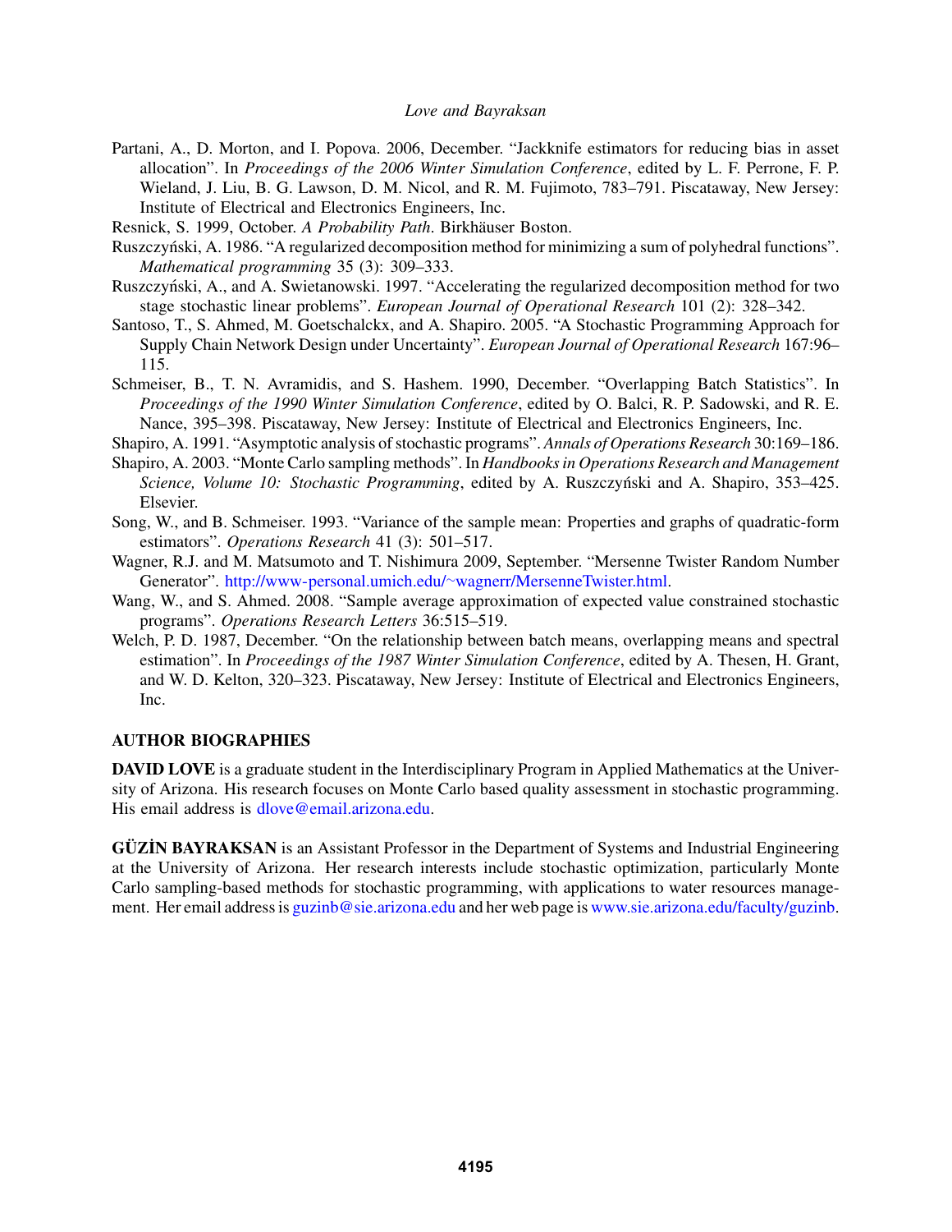Partani, A., D. Morton, and I. Popova. 2006, December. "Jackknife estimators for reducing bias in asset allocation". In *Proceedings of the 2006 Winter Simulation Conference*, edited by L. F. Perrone, F. P. Wieland, J. Liu, B. G. Lawson, D. M. Nicol, and R. M. Fujimoto, 783–791. Piscataway, New Jersey: Institute of Electrical and Electronics Engineers, Inc.

Resnick, S. 1999, October. *A Probability Path*. Birkhäuser Boston.

Ruszczyński, A. 1986. "A regularized decomposition method for minimizing a sum of polyhedral functions". *Mathematical programming* 35 (3): 309–333.

Ruszczyński, A., and A. Swietanowski. 1997. "Accelerating the regularized decomposition method for two stage stochastic linear problems". *European Journal of Operational Research* 101 (2): 328–342.

Santoso, T., S. Ahmed, M. Goetschalckx, and A. Shapiro. 2005. "A Stochastic Programming Approach for Supply Chain Network Design under Uncertainty". *European Journal of Operational Research* 167:96–115.

Schmeiser, B., T. N. Avramidis, and S. Hashem. 1990, December. "Overlapping Batch Statistics". In *Proceedings of the 1990 Winter Simulation Conference*, edited by O. Balci, R. P. Sadowski, and R. E. Nance, 395–398. Piscataway, New Jersey: Institute of Electrical and Electronics Engineers, Inc.

Shapiro, A. 1991. "Asymptotic analysis of stochastic programs". *Annals of Operations Research* 30:169–186.

Shapiro, A. 2003. "Monte Carlo sampling methods". In *Handbooks in Operations Research and Management Science, Volume 10: Stochastic Programming*, edited by A. Ruszczyński and A. Shapiro, 353–425. Elsevier.

Song, W., and B. Schmeiser. 1993. "Variance of the sample mean: Properties and graphs of quadratic-form estimators". *Operations Research* 41 (3): 501–517.

Wagner, R.J. and M. Matsumoto and T. Nishimura 2009, September. "Mersenne Twister Random Number Generator". http://www-personal.umich.edu/~wagnerr/MersenneTwister.html.

Wang, W., and S. Ahmed. 2008. "Sample average approximation of expected value constrained stochastic programs". *Operations Research Letters* 36:515–519.

Welch, P. D. 1987, December. "On the relationship between batch means, overlapping means and spectral estimation". In *Proceedings of the 1987 Winter Simulation Conference*, edited by A. Thesen, H. Grant, and W. D. Kelton, 320–323. Piscataway, New Jersey: Institute of Electrical and Electronics Engineers, Inc.

## AUTHOR BIOGRAPHIES

**DAVID LOVE** is a graduate student in the Interdisciplinary Program in Applied Mathematics at the University of Arizona. His research focuses on Monte Carlo based quality assessment in stochastic programming. His email address is dlove@email.arizona.edu.

**GÜZİN BAYRAKSAN** is an Assistant Professor in the Department of Systems and Industrial Engineering at the University of Arizona. Her research interests include stochastic optimization, particularly Monte Carlo sampling-based methods for stochastic programming, with applications to water resources management. Her email address is guzinb@sie.arizona.edu and her web page is www.sie.arizona.edu/faculty/guzinb.